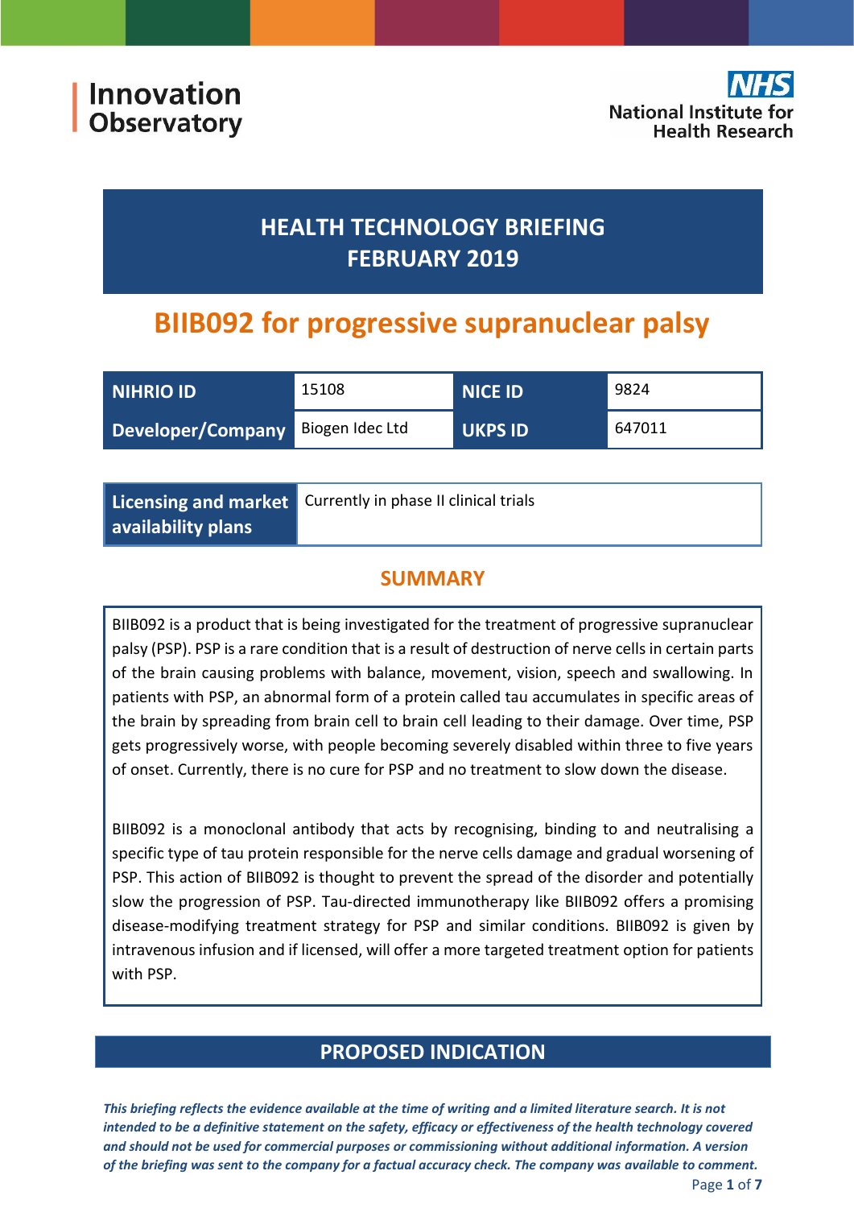Innovation Observatory

National Institute for Health Research

## HEALTH TECHNOLOGY BRIEFING FEBRUARY 2019

# BIIB092 for progressive supranuclear palsy

| NIHRIO ID | 15108 | NICE ID | 9824 |
|---|---|---|---|
| Developer/Company | Biogen Idec Ltd | UKPS ID | 647011 |

| Licensing and market availability plans | Currently in phase II clinical trials |
|---|---|

## SUMMARY

BIIB092 is a product that is being investigated for the treatment of progressive supranuclear palsy (PSP). PSP is a rare condition that is a result of destruction of nerve cells in certain parts of the brain causing problems with balance, movement, vision, speech and swallowing. In patients with PSP, an abnormal form of a protein called tau accumulates in specific areas of the brain by spreading from brain cell to brain cell leading to their damage. Over time, PSP gets progressively worse, with people becoming severely disabled within three to five years of onset. Currently, there is no cure for PSP and no treatment to slow down the disease.

BIIB092 is a monoclonal antibody that acts by recognising, binding to and neutralising a specific type of tau protein responsible for the nerve cells damage and gradual worsening of PSP. This action of BIIB092 is thought to prevent the spread of the disorder and potentially slow the progression of PSP. Tau-directed immunotherapy like BIIB092 offers a promising disease-modifying treatment strategy for PSP and similar conditions. BIIB092 is given by intravenous infusion and if licensed, will offer a more targeted treatment option for patients with PSP.

## PROPOSED INDICATION

*This briefing reflects the evidence available at the time of writing and a limited literature search. It is not intended to be a definitive statement on the safety, efficacy or effectiveness of the health technology covered and should not be used for commercial purposes or commissioning without additional information. A version of the briefing was sent to the company for a factual accuracy check. The company was available to comment.*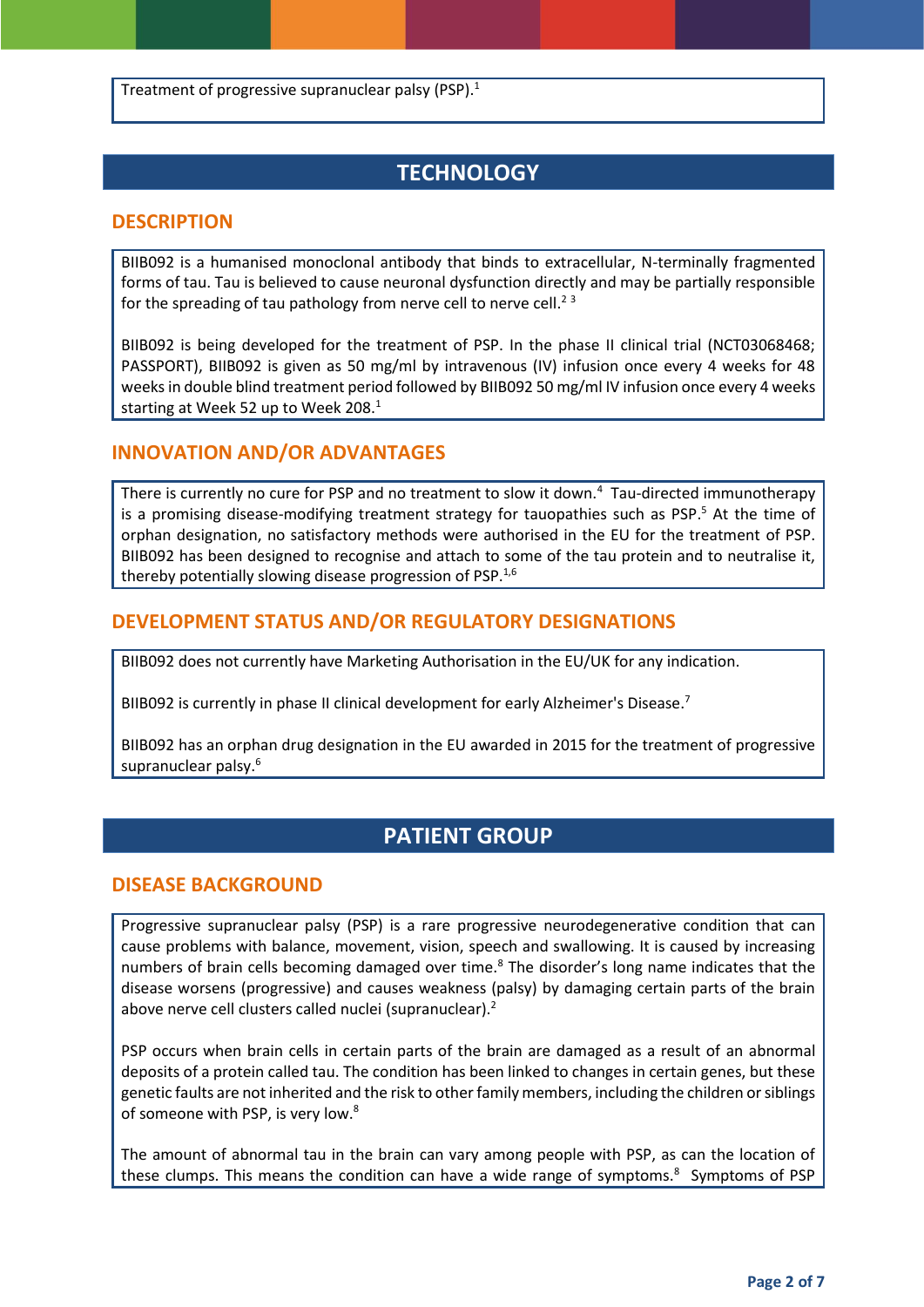Treatment of progressive supranuclear palsy (PSP).[1]

# TECHNOLOGY

## DESCRIPTION

BIIB092 is a humanised monoclonal antibody that binds to extracellular, N-terminally fragmented forms of tau. Tau is believed to cause neuronal dysfunction directly and may be partially responsible for the spreading of tau pathology from nerve cell to nerve cell.[2 3]

BIIB092 is being developed for the treatment of PSP. In the phase II clinical trial (NCT03068468; PASSPORT), BIIB092 is given as 50 mg/ml by intravenous (IV) infusion once every 4 weeks for 48 weeks in double blind treatment period followed by BIIB092 50 mg/ml IV infusion once every 4 weeks starting at Week 52 up to Week 208.[1]

## INNOVATION AND/OR ADVANTAGES

There is currently no cure for PSP and no treatment to slow it down.[4] Tau-directed immunotherapy is a promising disease-modifying treatment strategy for tauopathies such as PSP.[5] At the time of orphan designation, no satisfactory methods were authorised in the EU for the treatment of PSP. BIIB092 has been designed to recognise and attach to some of the tau protein and to neutralise it, thereby potentially slowing disease progression of PSP.[1,6]

## DEVELOPMENT STATUS AND/OR REGULATORY DESIGNATIONS

BIIB092 does not currently have Marketing Authorisation in the EU/UK for any indication.

BIIB092 is currently in phase II clinical development for early Alzheimer's Disease.[7]

BIIB092 has an orphan drug designation in the EU awarded in 2015 for the treatment of progressive supranuclear palsy.[6]

# PATIENT GROUP

## DISEASE BACKGROUND

Progressive supranuclear palsy (PSP) is a rare progressive neurodegenerative condition that can cause problems with balance, movement, vision, speech and swallowing. It is caused by increasing numbers of brain cells becoming damaged over time.[8] The disorder's long name indicates that the disease worsens (progressive) and causes weakness (palsy) by damaging certain parts of the brain above nerve cell clusters called nuclei (supranuclear).[2]

PSP occurs when brain cells in certain parts of the brain are damaged as a result of an abnormal deposits of a protein called tau. The condition has been linked to changes in certain genes, but these genetic faults are not inherited and the risk to other family members, including the children or siblings of someone with PSP, is very low.[8]

The amount of abnormal tau in the brain can vary among people with PSP, as can the location of these clumps. This means the condition can have a wide range of symptoms.[8] Symptoms of PSP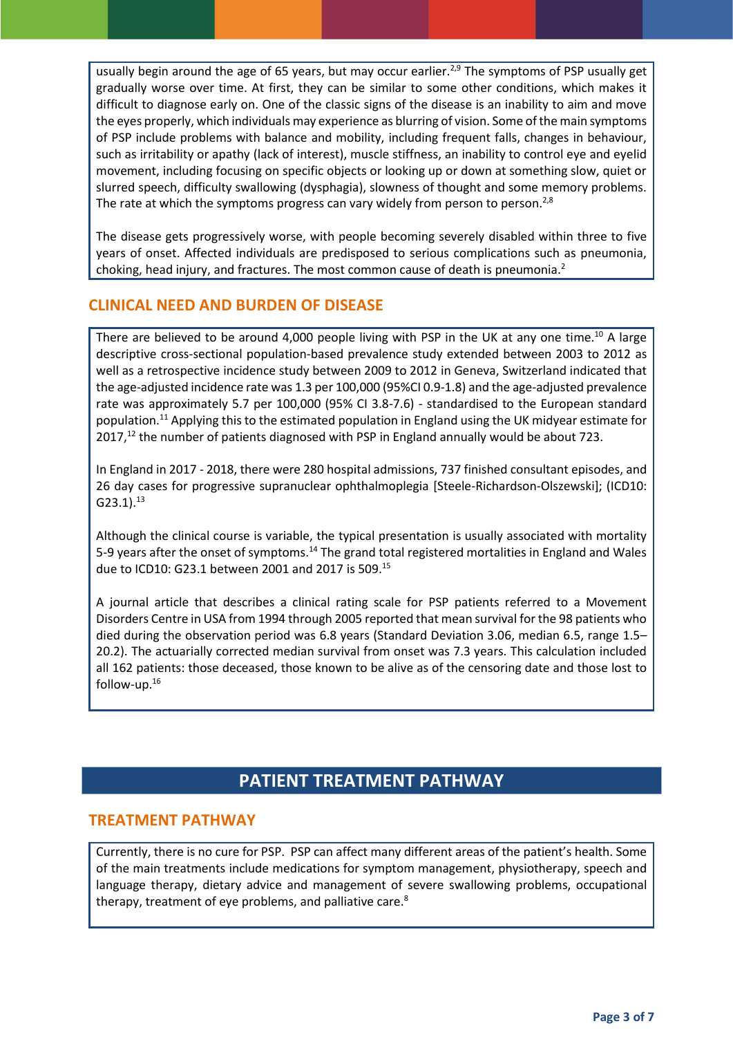usually begin around the age of 65 years, but may occur earlier.[2,9] The symptoms of PSP usually get gradually worse over time. At first, they can be similar to some other conditions, which makes it difficult to diagnose early on. One of the classic signs of the disease is an inability to aim and move the eyes properly, which individuals may experience as blurring of vision. Some of the main symptoms of PSP include problems with balance and mobility, including frequent falls, changes in behaviour, such as irritability or apathy (lack of interest), muscle stiffness, an inability to control eye and eyelid movement, including focusing on specific objects or looking up or down at something slow, quiet or slurred speech, difficulty swallowing (dysphagia), slowness of thought and some memory problems. The rate at which the symptoms progress can vary widely from person to person.[2,8]

The disease gets progressively worse, with people becoming severely disabled within three to five years of onset. Affected individuals are predisposed to serious complications such as pneumonia, choking, head injury, and fractures. The most common cause of death is pneumonia.[2]

## CLINICAL NEED AND BURDEN OF DISEASE

There are believed to be around 4,000 people living with PSP in the UK at any one time.[10] A large descriptive cross-sectional population-based prevalence study extended between 2003 to 2012 as well as a retrospective incidence study between 2009 to 2012 in Geneva, Switzerland indicated that the age-adjusted incidence rate was 1.3 per 100,000 (95%CI 0.9-1.8) and the age-adjusted prevalence rate was approximately 5.7 per 100,000 (95% CI 3.8-7.6) - standardised to the European standard population.[11] Applying this to the estimated population in England using the UK midyear estimate for 2017,[12] the number of patients diagnosed with PSP in England annually would be about 723.

In England in 2017 - 2018, there were 280 hospital admissions, 737 finished consultant episodes, and 26 day cases for progressive supranuclear ophthalmoplegia [Steele-Richardson-Olszewski]; (ICD10: G23.1).[13]

Although the clinical course is variable, the typical presentation is usually associated with mortality 5-9 years after the onset of symptoms.[14] The grand total registered mortalities in England and Wales due to ICD10: G23.1 between 2001 and 2017 is 509.[15]

A journal article that describes a clinical rating scale for PSP patients referred to a Movement Disorders Centre in USA from 1994 through 2005 reported that mean survival for the 98 patients who died during the observation period was 6.8 years (Standard Deviation 3.06, median 6.5, range 1.5–20.2). The actuarially corrected median survival from onset was 7.3 years. This calculation included all 162 patients: those deceased, those known to be alive as of the censoring date and those lost to follow-up.[16]

# PATIENT TREATMENT PATHWAY

## TREATMENT PATHWAY

Currently, there is no cure for PSP. PSP can affect many different areas of the patient's health. Some of the main treatments include medications for symptom management, physiotherapy, speech and language therapy, dietary advice and management of severe swallowing problems, occupational therapy, treatment of eye problems, and palliative care.[8]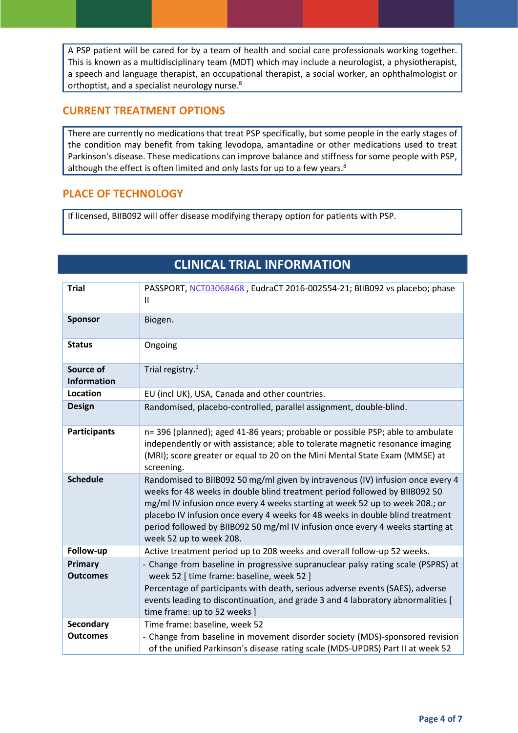A PSP patient will be cared for by a team of health and social care professionals working together. This is known as a multidisciplinary team (MDT) which may include a neurologist, a physiotherapist, a speech and language therapist, an occupational therapist, a social worker, an ophthalmologist or orthoptist, and a specialist neurology nurse.[8]

## CURRENT TREATMENT OPTIONS

There are currently no medications that treat PSP specifically, but some people in the early stages of the condition may benefit from taking levodopa, amantadine or other medications used to treat Parkinson's disease. These medications can improve balance and stiffness for some people with PSP, although the effect is often limited and only lasts for up to a few years.[8]

## PLACE OF TECHNOLOGY

If licensed, BIIB092 will offer disease modifying therapy option for patients with PSP.

## CLINICAL TRIAL INFORMATION

| | |
|---|---|
| **Trial** | PASSPORT, NCT03068468 , EudraCT 2016-002554-21; BIIB092 vs placebo; phase II |
| **Sponsor** | Biogen. |
| **Status** | Ongoing |
| **Source of Information** | Trial registry.[1] |
| **Location** | EU (incl UK), USA, Canada and other countries. |
| **Design** | Randomised, placebo-controlled, parallel assignment, double-blind. |
| **Participants** | n= 396 (planned); aged 41-86 years; probable or possible PSP; able to ambulate independently or with assistance; able to tolerate magnetic resonance imaging (MRI); score greater or equal to 20 on the Mini Mental State Exam (MMSE) at screening. |
| **Schedule** | Randomised to BIIB092 50 mg/ml given by intravenous (IV) infusion once every 4 weeks for 48 weeks in double blind treatment period followed by BIIB092 50 mg/ml IV infusion once every 4 weeks starting at week 52 up to week 208.; or placebo IV infusion once every 4 weeks for 48 weeks in double blind treatment period followed by BIIB092 50 mg/ml IV infusion once every 4 weeks starting at week 52 up to week 208. |
| **Follow-up** | Active treatment period up to 208 weeks and overall follow-up 52 weeks. |
| **Primary Outcomes** | - Change from baseline in progressive supranuclear palsy rating scale (PSPRS) at week 52 [ time frame: baseline, week 52 ]<br>Percentage of participants with death, serious adverse events (SAES), adverse events leading to discontinuation, and grade 3 and 4 laboratory abnormalities [ time frame: up to 52 weeks ] |
| **Secondary Outcomes** | Time frame: baseline, week 52<br>- Change from baseline in movement disorder society (MDS)-sponsored revision of the unified Parkinson's disease rating scale (MDS-UPDRS) Part II at week 52 |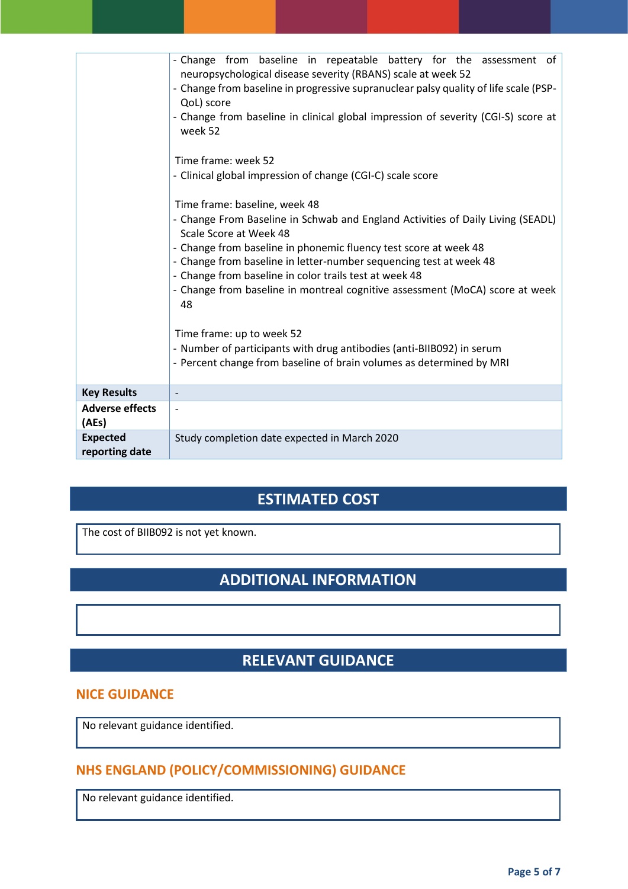| | |
|---|---|
| | - Change from baseline in repeatable battery for the assessment of neuropsychological disease severity (RBANS) scale at week 52<br>- Change from baseline in progressive supranuclear palsy quality of life scale (PSP-QoL) score<br>- Change from baseline in clinical global impression of severity (CGI-S) score at week 52<br><br>Time frame: week 52<br>- Clinical global impression of change (CGI-C) scale score<br><br>Time frame: baseline, week 48<br>- Change From Baseline in Schwab and England Activities of Daily Living (SEADL) Scale Score at Week 48<br>- Change from baseline in phonemic fluency test score at week 48<br>- Change from baseline in letter-number sequencing test at week 48<br>- Change from baseline in color trails test at week 48<br>- Change from baseline in montreal cognitive assessment (MoCA) score at week 48<br><br>Time frame: up to week 52<br>- Number of participants with drug antibodies (anti-BIIB092) in serum<br>- Percent change from baseline of brain volumes as determined by MRI |
| **Key Results** | - |
| **Adverse effects (AEs)** | - |
| **Expected reporting date** | Study completion date expected in March 2020 |

## ESTIMATED COST

The cost of BIIB092 is not yet known.

## ADDITIONAL INFORMATION

## RELEVANT GUIDANCE

### NICE GUIDANCE

No relevant guidance identified.

### NHS ENGLAND (POLICY/COMMISSIONING) GUIDANCE

No relevant guidance identified.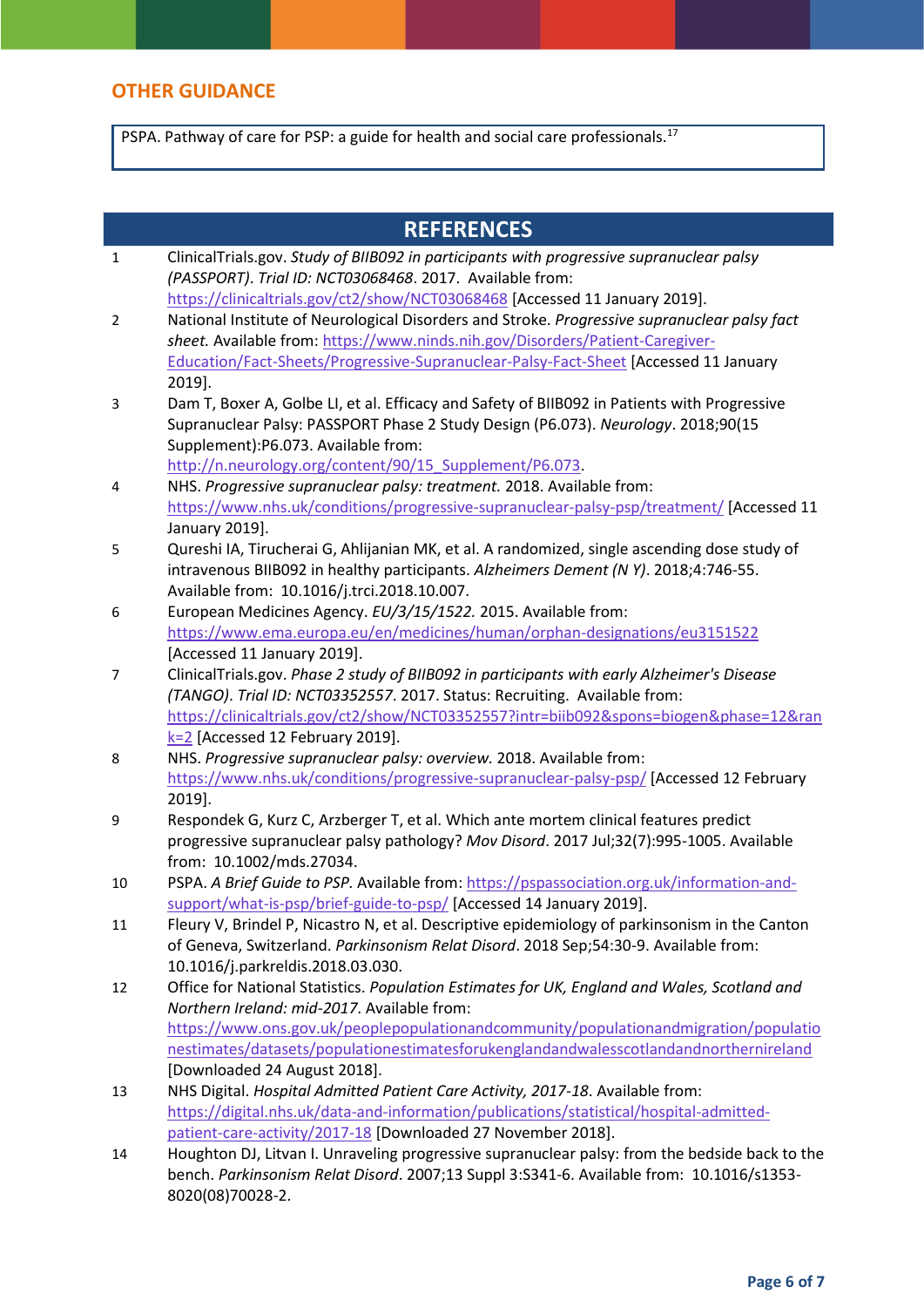## OTHER GUIDANCE

PSPA. Pathway of care for PSP: a guide for health and social care professionals.[17]

## REFERENCES

1. ClinicalTrials.gov. *Study of BIIB092 in participants with progressive supranuclear palsy (PASSPORT)*. *Trial ID: NCT03068468*. 2017. Available from: https://clinicaltrials.gov/ct2/show/NCT03068468 [Accessed 11 January 2019].
2. National Institute of Neurological Disorders and Stroke. *Progressive supranuclear palsy fact sheet.* Available from: https://www.ninds.nih.gov/Disorders/Patient-Caregiver-Education/Fact-Sheets/Progressive-Supranuclear-Palsy-Fact-Sheet [Accessed 11 January 2019].
3. Dam T, Boxer A, Golbe LI, et al. Efficacy and Safety of BIIB092 in Patients with Progressive Supranuclear Palsy: PASSPORT Phase 2 Study Design (P6.073). *Neurology*. 2018;90(15 Supplement):P6.073. Available from: http://n.neurology.org/content/90/15_Supplement/P6.073.
4. NHS. *Progressive supranuclear palsy: treatment.* 2018. Available from: https://www.nhs.uk/conditions/progressive-supranuclear-palsy-psp/treatment/ [Accessed 11 January 2019].
5. Qureshi IA, Tirucherai G, Ahlijanian MK, et al. A randomized, single ascending dose study of intravenous BIIB092 in healthy participants. *Alzheimers Dement (N Y)*. 2018;4:746-55. Available from: 10.1016/j.trci.2018.10.007.
6. European Medicines Agency. *EU/3/15/1522.* 2015. Available from: https://www.ema.europa.eu/en/medicines/human/orphan-designations/eu3151522 [Accessed 11 January 2019].
7. ClinicalTrials.gov. *Phase 2 study of BIIB092 in participants with early Alzheimer's Disease (TANGO)*. *Trial ID: NCT03352557*. 2017. Status: Recruiting. Available from: https://clinicaltrials.gov/ct2/show/NCT03352557?intr=biib092&spons=biogen&phase=12&rank=2 [Accessed 12 February 2019].
8. NHS. *Progressive supranuclear palsy: overview.* 2018. Available from: https://www.nhs.uk/conditions/progressive-supranuclear-palsy-psp/ [Accessed 12 February 2019].
9. Respondek G, Kurz C, Arzberger T, et al. Which ante mortem clinical features predict progressive supranuclear palsy pathology? *Mov Disord*. 2017 Jul;32(7):995-1005. Available from: 10.1002/mds.27034.
10. PSPA. *A Brief Guide to PSP.* Available from: https://pspassociation.org.uk/information-and-support/what-is-psp/brief-guide-to-psp/ [Accessed 14 January 2019].
11. Fleury V, Brindel P, Nicastro N, et al. Descriptive epidemiology of parkinsonism in the Canton of Geneva, Switzerland. *Parkinsonism Relat Disord*. 2018 Sep;54:30-9. Available from: 10.1016/j.parkreldis.2018.03.030.
12. Office for National Statistics. *Population Estimates for UK, England and Wales, Scotland and Northern Ireland: mid-2017.* Available from: https://www.ons.gov.uk/peoplepopulationandcommunity/populationandmigration/populationestimates/datasets/populationestimatesforukenglandandwalesscotlandandnorthernireland [Downloaded 24 August 2018].
13. NHS Digital. *Hospital Admitted Patient Care Activity, 2017-18*. Available from: https://digital.nhs.uk/data-and-information/publications/statistical/hospital-admitted-patient-care-activity/2017-18 [Downloaded 27 November 2018].
14. Houghton DJ, Litvan I. Unraveling progressive supranuclear palsy: from the bedside back to the bench. *Parkinsonism Relat Disord*. 2007;13 Suppl 3:S341-6. Available from: 10.1016/s1353-8020(08)70028-2.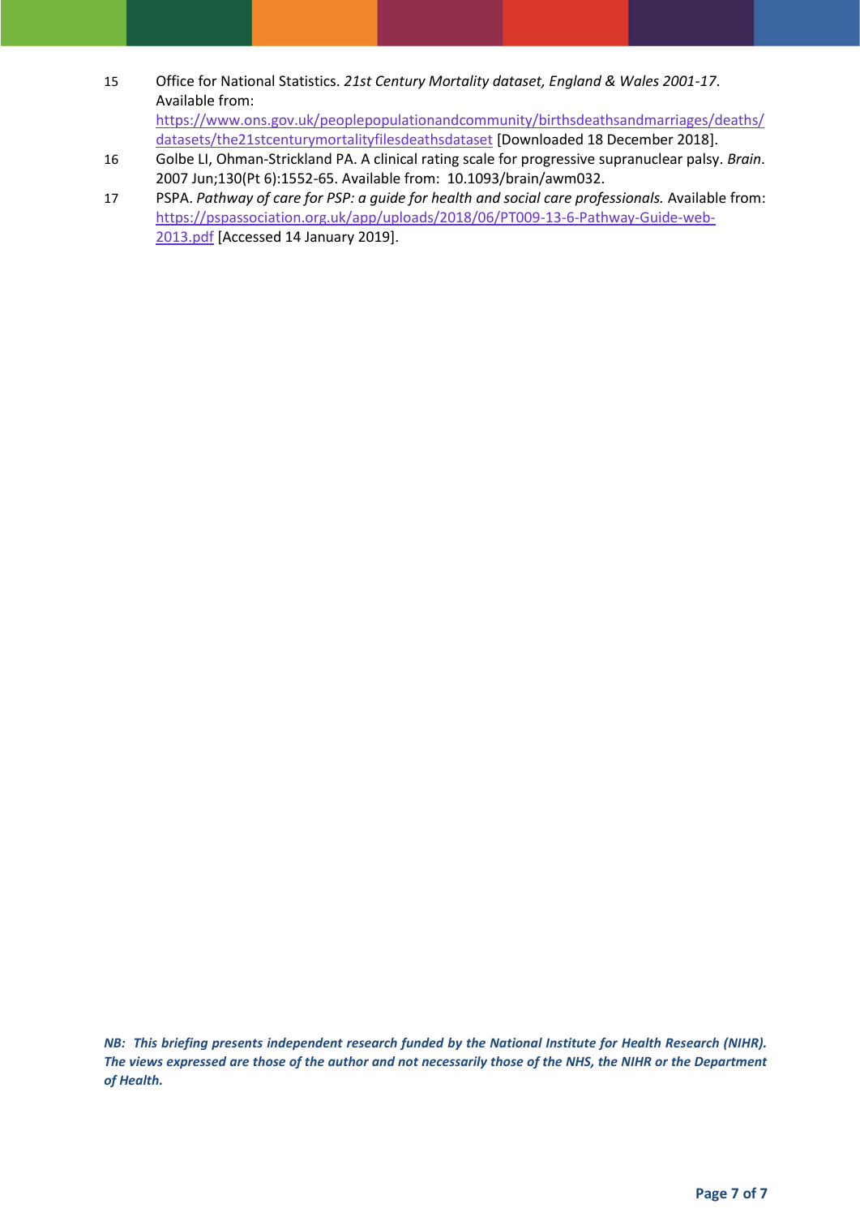15 Office for National Statistics. *21st Century Mortality dataset, England & Wales 2001-17*. Available from: https://www.ons.gov.uk/peoplepopulationandcommunity/birthsdeathsandmarriages/deaths/datasets/the21stcenturymortalityfilesdeathsdataset [Downloaded 18 December 2018].

16 Golbe LI, Ohman-Strickland PA. A clinical rating scale for progressive supranuclear palsy. *Brain*. 2007 Jun;130(Pt 6):1552-65. Available from: 10.1093/brain/awm032.

17 PSPA. *Pathway of care for PSP: a guide for health and social care professionals.* Available from: https://pspassociation.org.uk/app/uploads/2018/06/PT009-13-6-Pathway-Guide-web-2013.pdf [Accessed 14 January 2019].

***NB: This briefing presents independent research funded by the National Institute for Health Research (NIHR). The views expressed are those of the author and not necessarily those of the NHS, the NIHR or the Department of Health.***